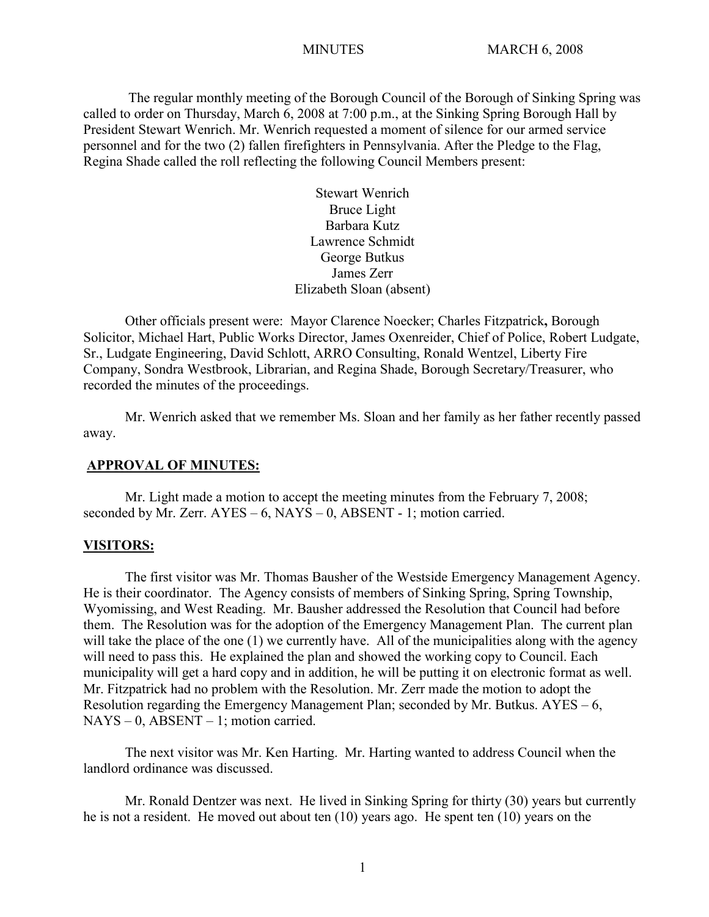MINUTES MARCH 6, 2008

The regular monthly meeting of the Borough Council of the Borough of Sinking Spring was called to order on Thursday, March 6, 2008 at 7:00 p.m., at the Sinking Spring Borough Hall by President Stewart Wenrich. Mr. Wenrich requested a moment of silence for our armed service personnel and for the two (2) fallen firefighters in Pennsylvania. After the Pledge to the Flag, Regina Shade called the roll reflecting the following Council Members present:

Stewart Wenrich  
Bruce Light  
Barbara Kutz  
Lawrence Schmidt  
George Butkus  
James Zerr  
Elizabeth Sloan (absent)

Other officials present were: Mayor Clarence Noecker; Charles Fitzpatrick**,** Borough Solicitor, Michael Hart, Public Works Director, James Oxenreider, Chief of Police, Robert Ludgate, Sr., Ludgate Engineering, David Schlott, ARRO Consulting, Ronald Wentzel, Liberty Fire Company, Sondra Westbrook, Librarian, and Regina Shade, Borough Secretary/Treasurer, who recorded the minutes of the proceedings.

Mr. Wenrich asked that we remember Ms. Sloan and her family as her father recently passed away.

## APPROVAL OF MINUTES:

Mr. Light made a motion to accept the meeting minutes from the February 7, 2008; seconded by Mr. Zerr. AYES – 6, NAYS – 0, ABSENT - 1; motion carried.

## VISITORS:

The first visitor was Mr. Thomas Bausher of the Westside Emergency Management Agency. He is their coordinator. The Agency consists of members of Sinking Spring, Spring Township, Wyomissing, and West Reading. Mr. Bausher addressed the Resolution that Council had before them. The Resolution was for the adoption of the Emergency Management Plan. The current plan will take the place of the one (1) we currently have. All of the municipalities along with the agency will need to pass this. He explained the plan and showed the working copy to Council. Each municipality will get a hard copy and in addition, he will be putting it on electronic format as well. Mr. Fitzpatrick had no problem with the Resolution. Mr. Zerr made the motion to adopt the Resolution regarding the Emergency Management Plan; seconded by Mr. Butkus. AYES – 6, NAYS – 0, ABSENT – 1; motion carried.

The next visitor was Mr. Ken Harting. Mr. Harting wanted to address Council when the landlord ordinance was discussed.

Mr. Ronald Dentzer was next. He lived in Sinking Spring for thirty (30) years but currently he is not a resident. He moved out about ten (10) years ago. He spent ten (10) years on the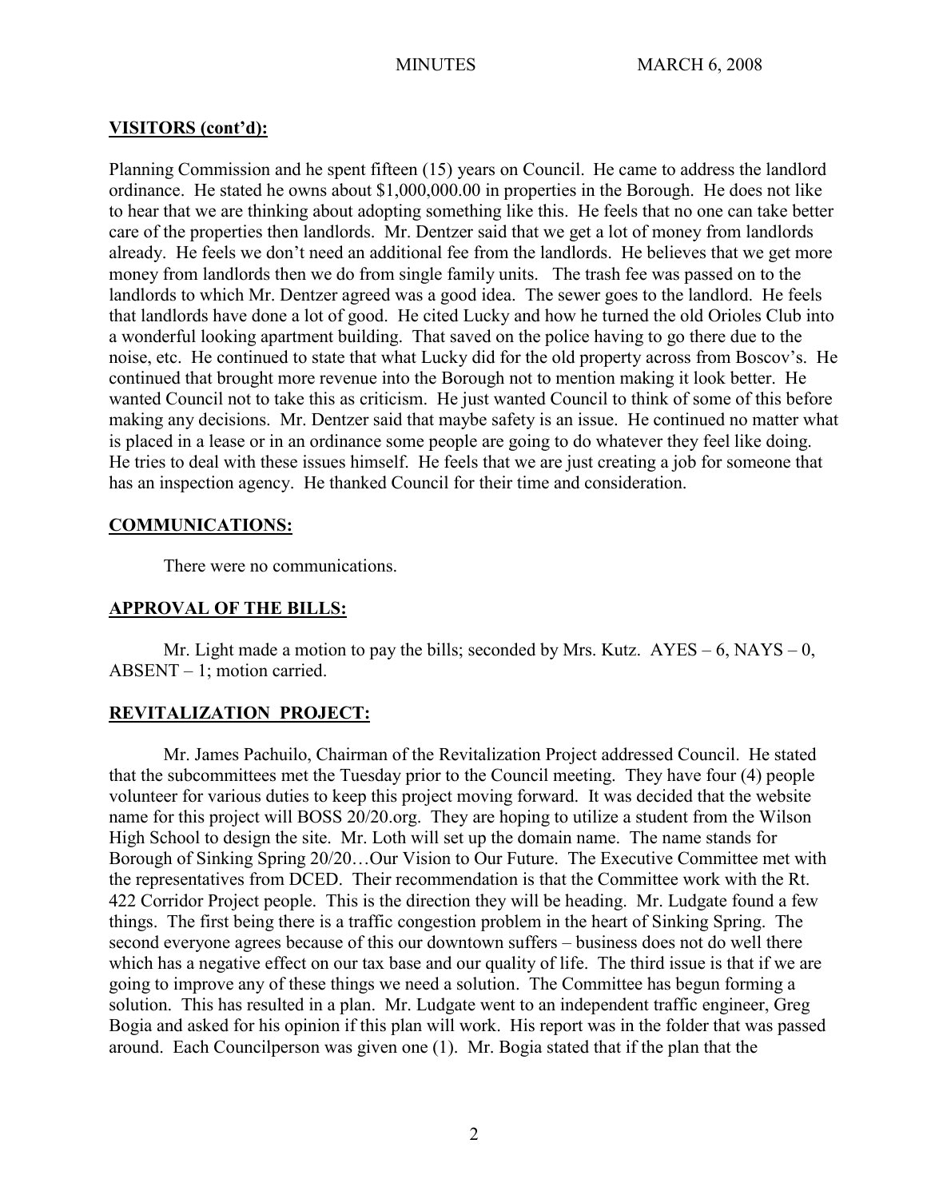## VISITORS (cont'd):

Planning Commission and he spent fifteen (15) years on Council. He came to address the landlord ordinance. He stated he owns about $1,000,000.00 in properties in the Borough. He does not like to hear that we are thinking about adopting something like this. He feels that no one can take better care of the properties then landlords. Mr. Dentzer said that we get a lot of money from landlords already. He feels we don't need an additional fee from the landlords. He believes that we get more money from landlords then we do from single family units. The trash fee was passed on to the landlords to which Mr. Dentzer agreed was a good idea. The sewer goes to the landlord. He feels that landlords have done a lot of good. He cited Lucky and how he turned the old Orioles Club into a wonderful looking apartment building. That saved on the police having to go there due to the noise, etc. He continued to state that what Lucky did for the old property across from Boscov's. He continued that brought more revenue into the Borough not to mention making it look better. He wanted Council not to take this as criticism. He just wanted Council to think of some of this before making any decisions. Mr. Dentzer said that maybe safety is an issue. He continued no matter what is placed in a lease or in an ordinance some people are going to do whatever they feel like doing. He tries to deal with these issues himself. He feels that we are just creating a job for someone that has an inspection agency. He thanked Council for their time and consideration.

## COMMUNICATIONS:

There were no communications.

## APPROVAL OF THE BILLS:

Mr. Light made a motion to pay the bills; seconded by Mrs. Kutz. AYES – 6, NAYS – 0, ABSENT – 1; motion carried.

## REVITALIZATION PROJECT:

Mr. James Pachuilo, Chairman of the Revitalization Project addressed Council. He stated that the subcommittees met the Tuesday prior to the Council meeting. They have four (4) people volunteer for various duties to keep this project moving forward. It was decided that the website name for this project will BOSS 20/20.org. They are hoping to utilize a student from the Wilson High School to design the site. Mr. Loth will set up the domain name. The name stands for Borough of Sinking Spring 20/20…Our Vision to Our Future. The Executive Committee met with the representatives from DCED. Their recommendation is that the Committee work with the Rt. 422 Corridor Project people. This is the direction they will be heading. Mr. Ludgate found a few things. The first being there is a traffic congestion problem in the heart of Sinking Spring. The second everyone agrees because of this our downtown suffers – business does not do well there which has a negative effect on our tax base and our quality of life. The third issue is that if we are going to improve any of these things we need a solution. The Committee has begun forming a solution. This has resulted in a plan. Mr. Ludgate went to an independent traffic engineer, Greg Bogia and asked for his opinion if this plan will work. His report was in the folder that was passed around. Each Councilperson was given one (1). Mr. Bogia stated that if the plan that the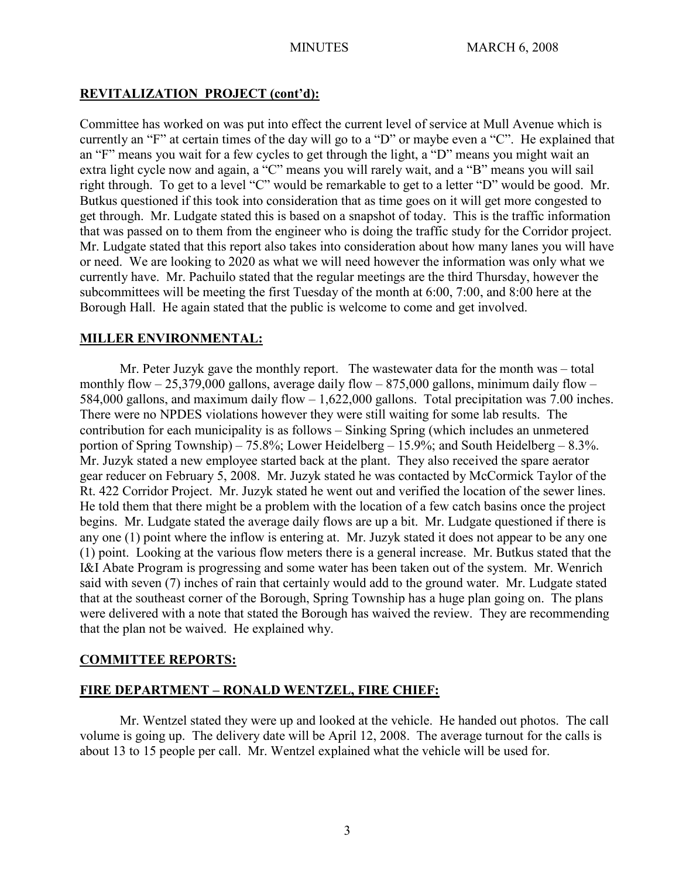**REVITALIZATION PROJECT (cont'd):**

Committee has worked on was put into effect the current level of service at Mull Avenue which is currently an "F" at certain times of the day will go to a "D" or maybe even a "C". He explained that an "F" means you wait for a few cycles to get through the light, a "D" means you might wait an extra light cycle now and again, a "C" means you will rarely wait, and a "B" means you will sail right through. To get to a level "C" would be remarkable to get to a letter "D" would be good. Mr. Butkus questioned if this took into consideration that as time goes on it will get more congested to get through. Mr. Ludgate stated this is based on a snapshot of today. This is the traffic information that was passed on to them from the engineer who is doing the traffic study for the Corridor project. Mr. Ludgate stated that this report also takes into consideration about how many lanes you will have or need. We are looking to 2020 as what we will need however the information was only what we currently have. Mr. Pachuilo stated that the regular meetings are the third Thursday, however the subcommittees will be meeting the first Tuesday of the month at 6:00, 7:00, and 8:00 here at the Borough Hall. He again stated that the public is welcome to come and get involved.

**MILLER ENVIRONMENTAL:**

Mr. Peter Juzyk gave the monthly report. The wastewater data for the month was – total monthly flow – 25,379,000 gallons, average daily flow – 875,000 gallons, minimum daily flow – 584,000 gallons, and maximum daily flow – 1,622,000 gallons. Total precipitation was 7.00 inches. There were no NPDES violations however they were still waiting for some lab results. The contribution for each municipality is as follows – Sinking Spring (which includes an unmetered portion of Spring Township) – 75.8%; Lower Heidelberg – 15.9%; and South Heidelberg – 8.3%. Mr. Juzyk stated a new employee started back at the plant. They also received the spare aerator gear reducer on February 5, 2008. Mr. Juzyk stated he was contacted by McCormick Taylor of the Rt. 422 Corridor Project. Mr. Juzyk stated he went out and verified the location of the sewer lines. He told them that there might be a problem with the location of a few catch basins once the project begins. Mr. Ludgate stated the average daily flows are up a bit. Mr. Ludgate questioned if there is any one (1) point where the inflow is entering at. Mr. Juzyk stated it does not appear to be any one (1) point. Looking at the various flow meters there is a general increase. Mr. Butkus stated that the I&I Abate Program is progressing and some water has been taken out of the system. Mr. Wenrich said with seven (7) inches of rain that certainly would add to the ground water. Mr. Ludgate stated that at the southeast corner of the Borough, Spring Township has a huge plan going on. The plans were delivered with a note that stated the Borough has waived the review. They are recommending that the plan not be waived. He explained why.

**COMMITTEE REPORTS:**

**FIRE DEPARTMENT – RONALD WENTZEL, FIRE CHIEF:**

Mr. Wentzel stated they were up and looked at the vehicle. He handed out photos. The call volume is going up. The delivery date will be April 12, 2008. The average turnout for the calls is about 13 to 15 people per call. Mr. Wentzel explained what the vehicle will be used for.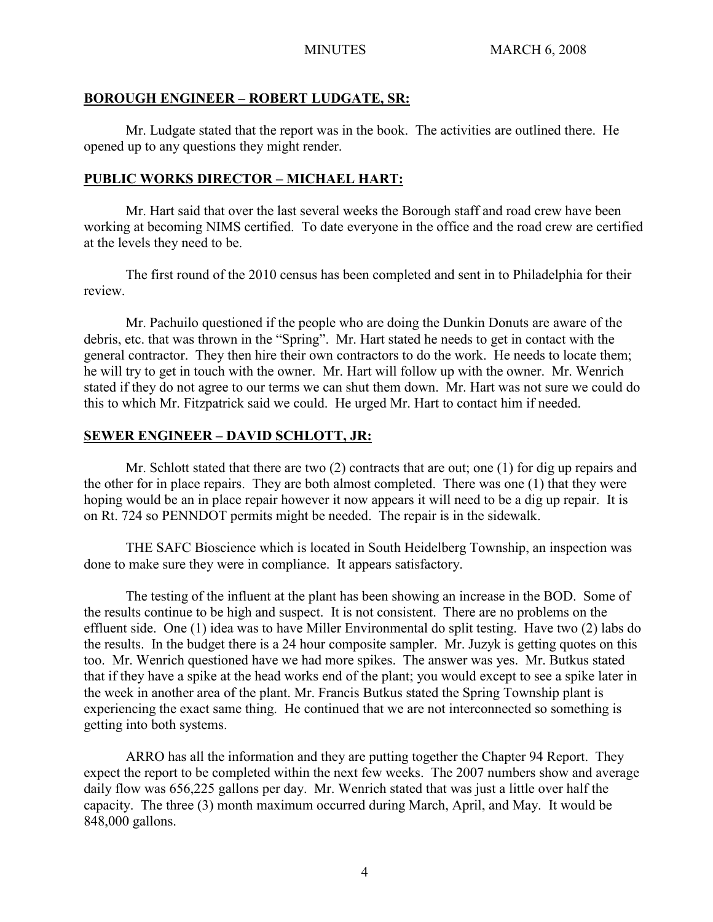## BOROUGH ENGINEER – ROBERT LUDGATE, SR:

Mr. Ludgate stated that the report was in the book. The activities are outlined there. He opened up to any questions they might render.

## PUBLIC WORKS DIRECTOR – MICHAEL HART:

Mr. Hart said that over the last several weeks the Borough staff and road crew have been working at becoming NIMS certified. To date everyone in the office and the road crew are certified at the levels they need to be.

The first round of the 2010 census has been completed and sent in to Philadelphia for their review.

Mr. Pachuilo questioned if the people who are doing the Dunkin Donuts are aware of the debris, etc. that was thrown in the "Spring". Mr. Hart stated he needs to get in contact with the general contractor. They then hire their own contractors to do the work. He needs to locate them; he will try to get in touch with the owner. Mr. Hart will follow up with the owner. Mr. Wenrich stated if they do not agree to our terms we can shut them down. Mr. Hart was not sure we could do this to which Mr. Fitzpatrick said we could. He urged Mr. Hart to contact him if needed.

## SEWER ENGINEER – DAVID SCHLOTT, JR:

Mr. Schlott stated that there are two (2) contracts that are out; one (1) for dig up repairs and the other for in place repairs. They are both almost completed. There was one (1) that they were hoping would be an in place repair however it now appears it will need to be a dig up repair. It is on Rt. 724 so PENNDOT permits might be needed. The repair is in the sidewalk.

THE SAFC Bioscience which is located in South Heidelberg Township, an inspection was done to make sure they were in compliance. It appears satisfactory.

The testing of the influent at the plant has been showing an increase in the BOD. Some of the results continue to be high and suspect. It is not consistent. There are no problems on the effluent side. One (1) idea was to have Miller Environmental do split testing. Have two (2) labs do the results. In the budget there is a 24 hour composite sampler. Mr. Juzyk is getting quotes on this too. Mr. Wenrich questioned have we had more spikes. The answer was yes. Mr. Butkus stated that if they have a spike at the head works end of the plant; you would except to see a spike later in the week in another area of the plant. Mr. Francis Butkus stated the Spring Township plant is experiencing the exact same thing. He continued that we are not interconnected so something is getting into both systems.

ARRO has all the information and they are putting together the Chapter 94 Report. They expect the report to be completed within the next few weeks. The 2007 numbers show and average daily flow was 656,225 gallons per day. Mr. Wenrich stated that was just a little over half the capacity. The three (3) month maximum occurred during March, April, and May. It would be 848,000 gallons.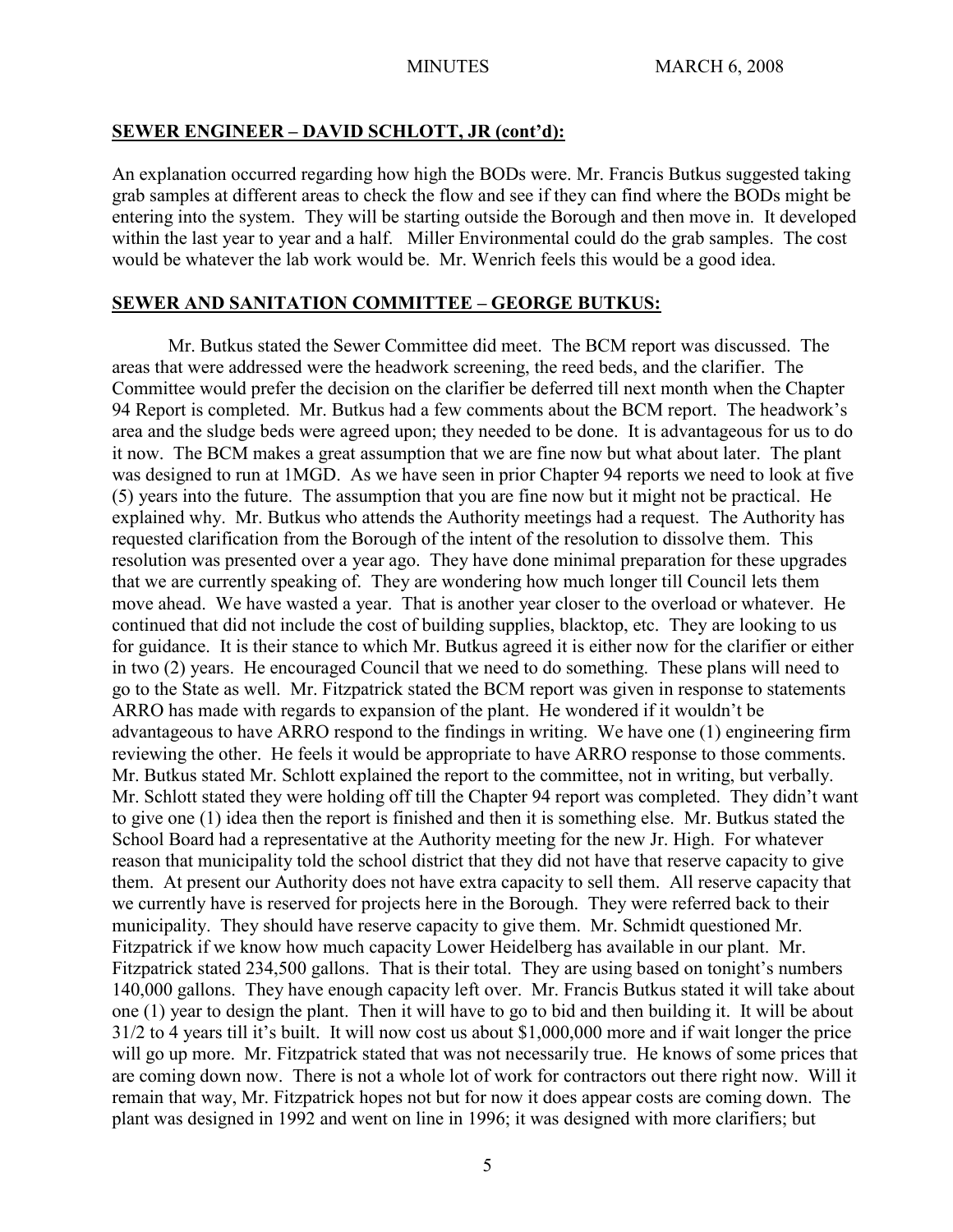## SEWER ENGINEER – DAVID SCHLOTT, JR (cont'd):

An explanation occurred regarding how high the BODs were. Mr. Francis Butkus suggested taking grab samples at different areas to check the flow and see if they can find where the BODs might be entering into the system. They will be starting outside the Borough and then move in. It developed within the last year to year and a half. Miller Environmental could do the grab samples. The cost would be whatever the lab work would be. Mr. Wenrich feels this would be a good idea.

## SEWER AND SANITATION COMMITTEE – GEORGE BUTKUS:

Mr. Butkus stated the Sewer Committee did meet. The BCM report was discussed. The areas that were addressed were the headwork screening, the reed beds, and the clarifier. The Committee would prefer the decision on the clarifier be deferred till next month when the Chapter 94 Report is completed. Mr. Butkus had a few comments about the BCM report. The headwork's area and the sludge beds were agreed upon; they needed to be done. It is advantageous for us to do it now. The BCM makes a great assumption that we are fine now but what about later. The plant was designed to run at 1MGD. As we have seen in prior Chapter 94 reports we need to look at five (5) years into the future. The assumption that you are fine now but it might not be practical. He explained why. Mr. Butkus who attends the Authority meetings had a request. The Authority has requested clarification from the Borough of the intent of the resolution to dissolve them. This resolution was presented over a year ago. They have done minimal preparation for these upgrades that we are currently speaking of. They are wondering how much longer till Council lets them move ahead. We have wasted a year. That is another year closer to the overload or whatever. He continued that did not include the cost of building supplies, blacktop, etc. They are looking to us for guidance. It is their stance to which Mr. Butkus agreed it is either now for the clarifier or either in two (2) years. He encouraged Council that we need to do something. These plans will need to go to the State as well. Mr. Fitzpatrick stated the BCM report was given in response to statements ARRO has made with regards to expansion of the plant. He wondered if it wouldn't be advantageous to have ARRO respond to the findings in writing. We have one (1) engineering firm reviewing the other. He feels it would be appropriate to have ARRO response to those comments. Mr. Butkus stated Mr. Schlott explained the report to the committee, not in writing, but verbally. Mr. Schlott stated they were holding off till the Chapter 94 report was completed. They didn't want to give one (1) idea then the report is finished and then it is something else. Mr. Butkus stated the School Board had a representative at the Authority meeting for the new Jr. High. For whatever reason that municipality told the school district that they did not have that reserve capacity to give them. At present our Authority does not have extra capacity to sell them. All reserve capacity that we currently have is reserved for projects here in the Borough. They were referred back to their municipality. They should have reserve capacity to give them. Mr. Schmidt questioned Mr. Fitzpatrick if we know how much capacity Lower Heidelberg has available in our plant. Mr. Fitzpatrick stated 234,500 gallons. That is their total. They are using based on tonight's numbers 140,000 gallons. They have enough capacity left over. Mr. Francis Butkus stated it will take about one (1) year to design the plant. Then it will have to go to bid and then building it. It will be about 31/2 to 4 years till it's built. It will now cost us about $1,000,000 more and if wait longer the price will go up more. Mr. Fitzpatrick stated that was not necessarily true. He knows of some prices that are coming down now. There is not a whole lot of work for contractors out there right now. Will it remain that way, Mr. Fitzpatrick hopes not but for now it does appear costs are coming down. The plant was designed in 1992 and went on line in 1996; it was designed with more clarifiers; but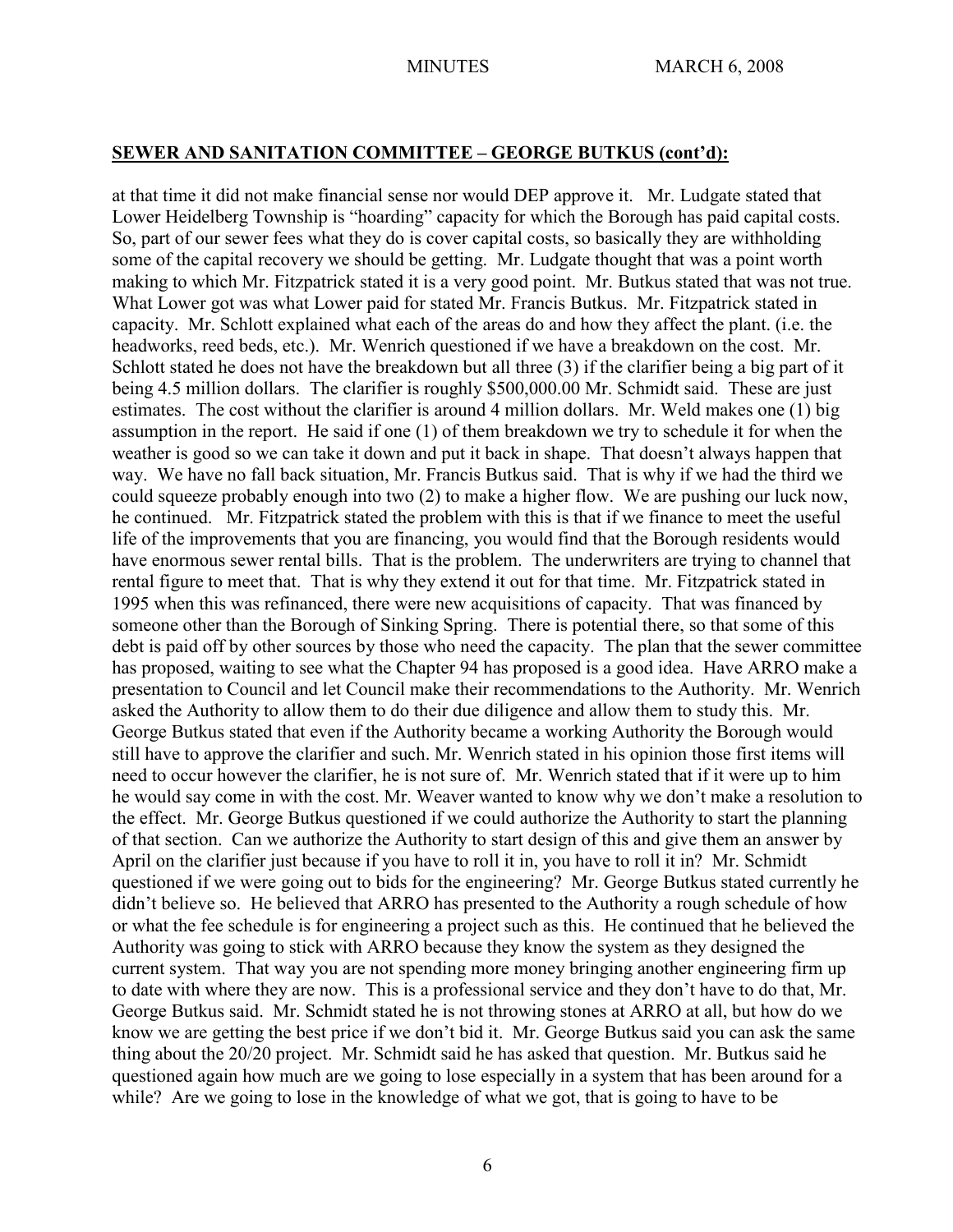## SEWER AND SANITATION COMMITTEE – GEORGE BUTKUS (cont'd):

at that time it did not make financial sense nor would DEP approve it. Mr. Ludgate stated that Lower Heidelberg Township is "hoarding" capacity for which the Borough has paid capital costs. So, part of our sewer fees what they do is cover capital costs, so basically they are withholding some of the capital recovery we should be getting. Mr. Ludgate thought that was a point worth making to which Mr. Fitzpatrick stated it is a very good point. Mr. Butkus stated that was not true. What Lower got was what Lower paid for stated Mr. Francis Butkus. Mr. Fitzpatrick stated in capacity. Mr. Schlott explained what each of the areas do and how they affect the plant. (i.e. the headworks, reed beds, etc.). Mr. Wenrich questioned if we have a breakdown on the cost. Mr. Schlott stated he does not have the breakdown but all three (3) if the clarifier being a big part of it being 4.5 million dollars. The clarifier is roughly $500,000.00 Mr. Schmidt said. These are just estimates. The cost without the clarifier is around 4 million dollars. Mr. Weld makes one (1) big assumption in the report. He said if one (1) of them breakdown we try to schedule it for when the weather is good so we can take it down and put it back in shape. That doesn't always happen that way. We have no fall back situation, Mr. Francis Butkus said. That is why if we had the third we could squeeze probably enough into two (2) to make a higher flow. We are pushing our luck now, he continued. Mr. Fitzpatrick stated the problem with this is that if we finance to meet the useful life of the improvements that you are financing, you would find that the Borough residents would have enormous sewer rental bills. That is the problem. The underwriters are trying to channel that rental figure to meet that. That is why they extend it out for that time. Mr. Fitzpatrick stated in 1995 when this was refinanced, there were new acquisitions of capacity. That was financed by someone other than the Borough of Sinking Spring. There is potential there, so that some of this debt is paid off by other sources by those who need the capacity. The plan that the sewer committee has proposed, waiting to see what the Chapter 94 has proposed is a good idea. Have ARRO make a presentation to Council and let Council make their recommendations to the Authority. Mr. Wenrich asked the Authority to allow them to do their due diligence and allow them to study this. Mr. George Butkus stated that even if the Authority became a working Authority the Borough would still have to approve the clarifier and such. Mr. Wenrich stated in his opinion those first items will need to occur however the clarifier, he is not sure of. Mr. Wenrich stated that if it were up to him he would say come in with the cost. Mr. Weaver wanted to know why we don't make a resolution to the effect. Mr. George Butkus questioned if we could authorize the Authority to start the planning of that section. Can we authorize the Authority to start design of this and give them an answer by April on the clarifier just because if you have to roll it in, you have to roll it in? Mr. Schmidt questioned if we were going out to bids for the engineering? Mr. George Butkus stated currently he didn't believe so. He believed that ARRO has presented to the Authority a rough schedule of how or what the fee schedule is for engineering a project such as this. He continued that he believed the Authority was going to stick with ARRO because they know the system as they designed the current system. That way you are not spending more money bringing another engineering firm up to date with where they are now. This is a professional service and they don't have to do that, Mr. George Butkus said. Mr. Schmidt stated he is not throwing stones at ARRO at all, but how do we know we are getting the best price if we don't bid it. Mr. George Butkus said you can ask the same thing about the 20/20 project. Mr. Schmidt said he has asked that question. Mr. Butkus said he questioned again how much are we going to lose especially in a system that has been around for a while? Are we going to lose in the knowledge of what we got, that is going to have to be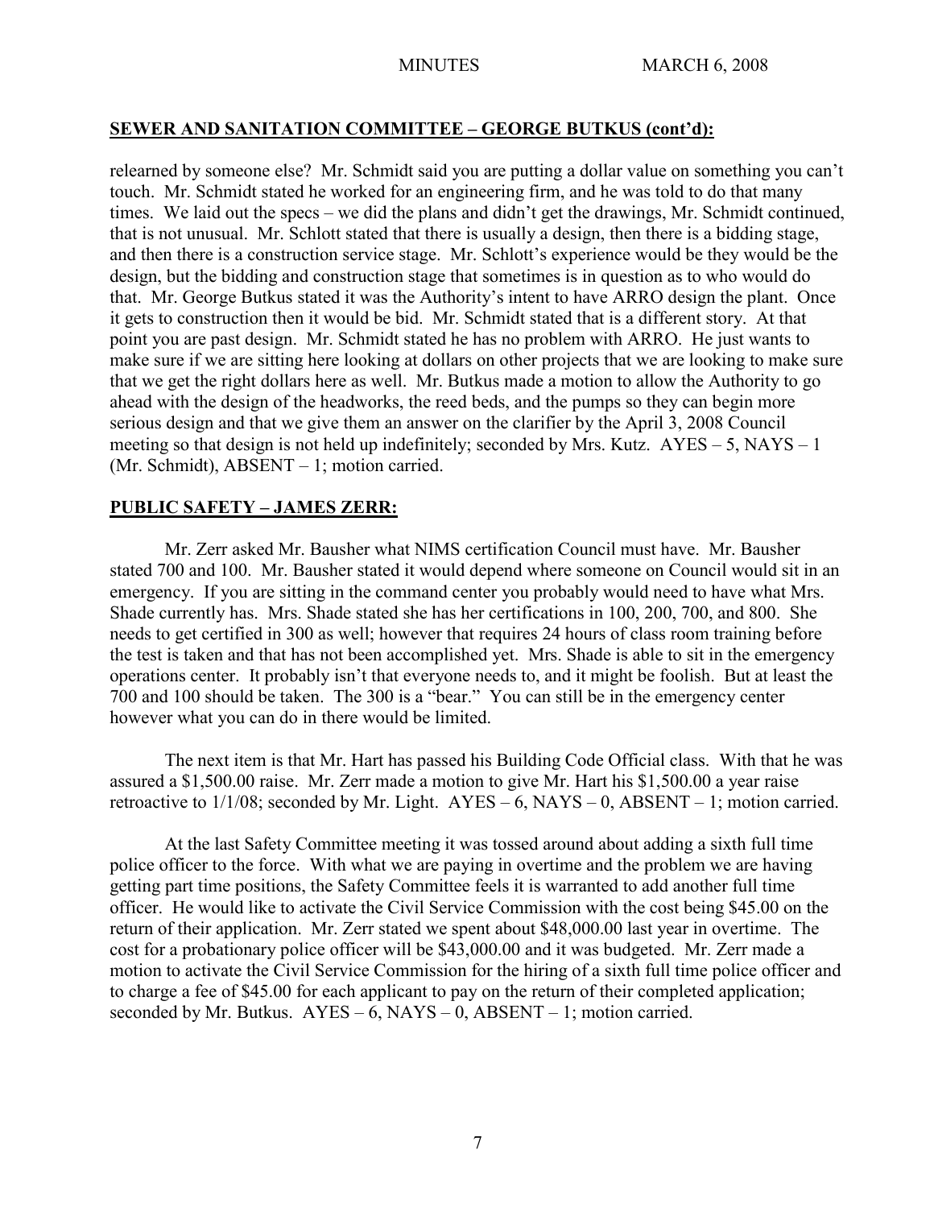## SEWER AND SANITATION COMMITTEE – GEORGE BUTKUS (cont'd):

relearned by someone else? Mr. Schmidt said you are putting a dollar value on something you can't touch. Mr. Schmidt stated he worked for an engineering firm, and he was told to do that many times. We laid out the specs – we did the plans and didn't get the drawings, Mr. Schmidt continued, that is not unusual. Mr. Schlott stated that there is usually a design, then there is a bidding stage, and then there is a construction service stage. Mr. Schlott's experience would be they would be the design, but the bidding and construction stage that sometimes is in question as to who would do that. Mr. George Butkus stated it was the Authority's intent to have ARRO design the plant. Once it gets to construction then it would be bid. Mr. Schmidt stated that is a different story. At that point you are past design. Mr. Schmidt stated he has no problem with ARRO. He just wants to make sure if we are sitting here looking at dollars on other projects that we are looking to make sure that we get the right dollars here as well. Mr. Butkus made a motion to allow the Authority to go ahead with the design of the headworks, the reed beds, and the pumps so they can begin more serious design and that we give them an answer on the clarifier by the April 3, 2008 Council meeting so that design is not held up indefinitely; seconded by Mrs. Kutz. AYES – 5, NAYS – 1 (Mr. Schmidt), ABSENT – 1; motion carried.

## PUBLIC SAFETY – JAMES ZERR:

Mr. Zerr asked Mr. Bausher what NIMS certification Council must have. Mr. Bausher stated 700 and 100. Mr. Bausher stated it would depend where someone on Council would sit in an emergency. If you are sitting in the command center you probably would need to have what Mrs. Shade currently has. Mrs. Shade stated she has her certifications in 100, 200, 700, and 800. She needs to get certified in 300 as well; however that requires 24 hours of class room training before the test is taken and that has not been accomplished yet. Mrs. Shade is able to sit in the emergency operations center. It probably isn't that everyone needs to, and it might be foolish. But at least the 700 and 100 should be taken. The 300 is a "bear." You can still be in the emergency center however what you can do in there would be limited.

The next item is that Mr. Hart has passed his Building Code Official class. With that he was assured a $1,500.00 raise. Mr. Zerr made a motion to give Mr. Hart his $1,500.00 a year raise retroactive to 1/1/08; seconded by Mr. Light. AYES – 6, NAYS – 0, ABSENT – 1; motion carried.

At the last Safety Committee meeting it was tossed around about adding a sixth full time police officer to the force. With what we are paying in overtime and the problem we are having getting part time positions, the Safety Committee feels it is warranted to add another full time officer. He would like to activate the Civil Service Commission with the cost being $45.00 on the return of their application. Mr. Zerr stated we spent about $48,000.00 last year in overtime. The cost for a probationary police officer will be $43,000.00 and it was budgeted. Mr. Zerr made a motion to activate the Civil Service Commission for the hiring of a sixth full time police officer and to charge a fee of $45.00 for each applicant to pay on the return of their completed application; seconded by Mr. Butkus. AYES – 6, NAYS – 0, ABSENT – 1; motion carried.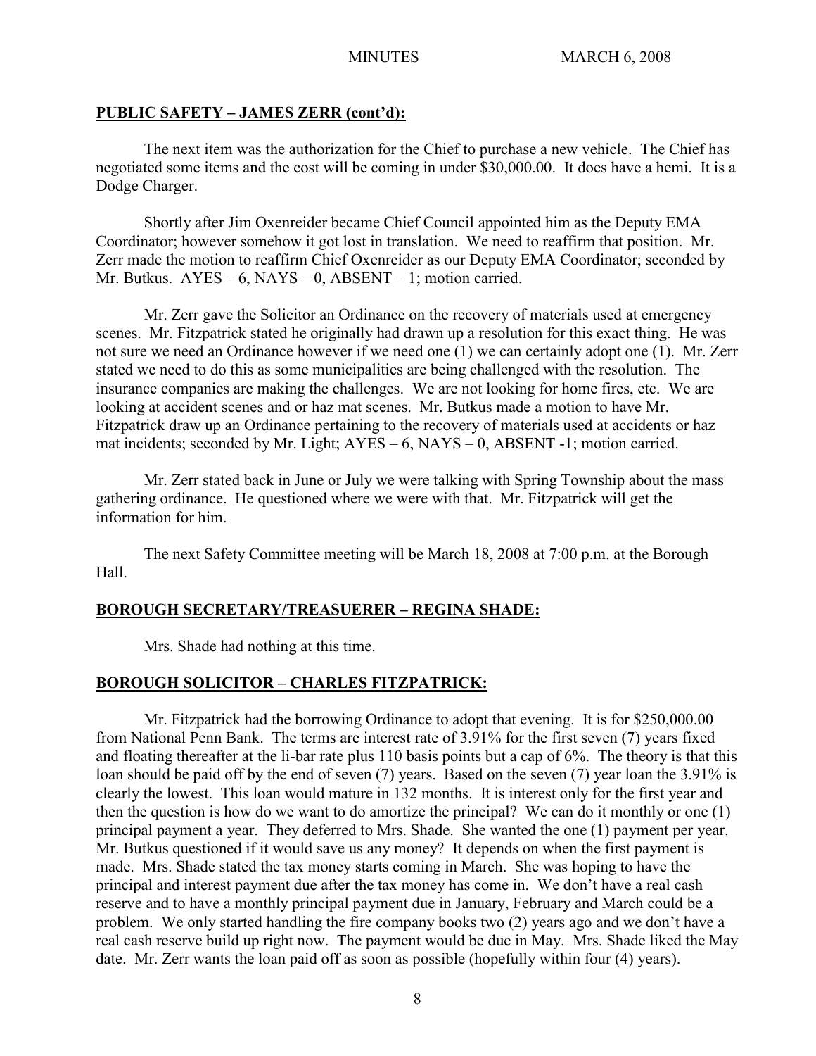**PUBLIC SAFETY – JAMES ZERR (cont'd):**

The next item was the authorization for the Chief to purchase a new vehicle. The Chief has negotiated some items and the cost will be coming in under $30,000.00. It does have a hemi. It is a Dodge Charger.

Shortly after Jim Oxenreider became Chief Council appointed him as the Deputy EMA Coordinator; however somehow it got lost in translation. We need to reaffirm that position. Mr. Zerr made the motion to reaffirm Chief Oxenreider as our Deputy EMA Coordinator; seconded by Mr. Butkus. AYES – 6, NAYS – 0, ABSENT – 1; motion carried.

Mr. Zerr gave the Solicitor an Ordinance on the recovery of materials used at emergency scenes. Mr. Fitzpatrick stated he originally had drawn up a resolution for this exact thing. He was not sure we need an Ordinance however if we need one (1) we can certainly adopt one (1). Mr. Zerr stated we need to do this as some municipalities are being challenged with the resolution. The insurance companies are making the challenges. We are not looking for home fires, etc. We are looking at accident scenes and or haz mat scenes. Mr. Butkus made a motion to have Mr. Fitzpatrick draw up an Ordinance pertaining to the recovery of materials used at accidents or haz mat incidents; seconded by Mr. Light; AYES – 6, NAYS – 0, ABSENT -1; motion carried.

Mr. Zerr stated back in June or July we were talking with Spring Township about the mass gathering ordinance. He questioned where we were with that. Mr. Fitzpatrick will get the information for him.

The next Safety Committee meeting will be March 18, 2008 at 7:00 p.m. at the Borough Hall.

**BOROUGH SECRETARY/TREASUERER – REGINA SHADE:**

Mrs. Shade had nothing at this time.

**BOROUGH SOLICITOR – CHARLES FITZPATRICK:**

Mr. Fitzpatrick had the borrowing Ordinance to adopt that evening. It is for $250,000.00 from National Penn Bank. The terms are interest rate of 3.91% for the first seven (7) years fixed and floating thereafter at the li-bar rate plus 110 basis points but a cap of 6%. The theory is that this loan should be paid off by the end of seven (7) years. Based on the seven (7) year loan the 3.91% is clearly the lowest. This loan would mature in 132 months. It is interest only for the first year and then the question is how do we want to do amortize the principal? We can do it monthly or one (1) principal payment a year. They deferred to Mrs. Shade. She wanted the one (1) payment per year. Mr. Butkus questioned if it would save us any money? It depends on when the first payment is made. Mrs. Shade stated the tax money starts coming in March. She was hoping to have the principal and interest payment due after the tax money has come in. We don't have a real cash reserve and to have a monthly principal payment due in January, February and March could be a problem. We only started handling the fire company books two (2) years ago and we don't have a real cash reserve build up right now. The payment would be due in May. Mrs. Shade liked the May date. Mr. Zerr wants the loan paid off as soon as possible (hopefully within four (4) years).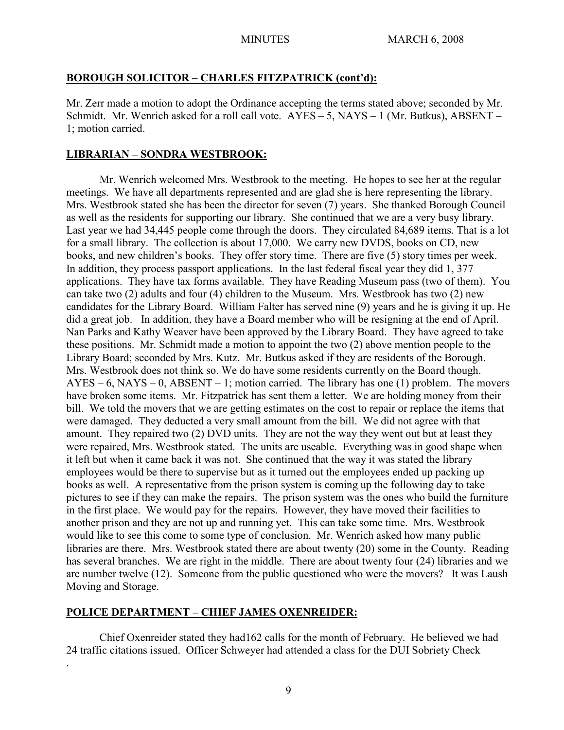## BOROUGH SOLICITOR – CHARLES FITZPATRICK (cont'd):

Mr. Zerr made a motion to adopt the Ordinance accepting the terms stated above; seconded by Mr. Schmidt. Mr. Wenrich asked for a roll call vote. AYES – 5, NAYS – 1 (Mr. Butkus), ABSENT – 1; motion carried.

## LIBRARIAN – SONDRA WESTBROOK:

Mr. Wenrich welcomed Mrs. Westbrook to the meeting. He hopes to see her at the regular meetings. We have all departments represented and are glad she is here representing the library. Mrs. Westbrook stated she has been the director for seven (7) years. She thanked Borough Council as well as the residents for supporting our library. She continued that we are a very busy library. Last year we had 34,445 people come through the doors. They circulated 84,689 items. That is a lot for a small library. The collection is about 17,000. We carry new DVDS, books on CD, new books, and new children's books. They offer story time. There are five (5) story times per week. In addition, they process passport applications. In the last federal fiscal year they did 1, 377 applications. They have tax forms available. They have Reading Museum pass (two of them). You can take two (2) adults and four (4) children to the Museum. Mrs. Westbrook has two (2) new candidates for the Library Board. William Falter has served nine (9) years and he is giving it up. He did a great job. In addition, they have a Board member who will be resigning at the end of April. Nan Parks and Kathy Weaver have been approved by the Library Board. They have agreed to take these positions. Mr. Schmidt made a motion to appoint the two (2) above mention people to the Library Board; seconded by Mrs. Kutz. Mr. Butkus asked if they are residents of the Borough. Mrs. Westbrook does not think so. We do have some residents currently on the Board though. AYES – 6, NAYS – 0, ABSENT – 1; motion carried. The library has one (1) problem. The movers have broken some items. Mr. Fitzpatrick has sent them a letter. We are holding money from their bill. We told the movers that we are getting estimates on the cost to repair or replace the items that were damaged. They deducted a very small amount from the bill. We did not agree with that amount. They repaired two (2) DVD units. They are not the way they went out but at least they were repaired, Mrs. Westbrook stated. The units are useable. Everything was in good shape when it left but when it came back it was not. She continued that the way it was stated the library employees would be there to supervise but as it turned out the employees ended up packing up books as well. A representative from the prison system is coming up the following day to take pictures to see if they can make the repairs. The prison system was the ones who build the furniture in the first place. We would pay for the repairs. However, they have moved their facilities to another prison and they are not up and running yet. This can take some time. Mrs. Westbrook would like to see this come to some type of conclusion. Mr. Wenrich asked how many public libraries are there. Mrs. Westbrook stated there are about twenty (20) some in the County. Reading has several branches. We are right in the middle. There are about twenty four (24) libraries and we are number twelve (12). Someone from the public questioned who were the movers? It was Laush Moving and Storage.

## POLICE DEPARTMENT – CHIEF JAMES OXENREIDER:

Chief Oxenreider stated they had162 calls for the month of February. He believed we had 24 traffic citations issued. Officer Schweyer had attended a class for the DUI Sobriety Check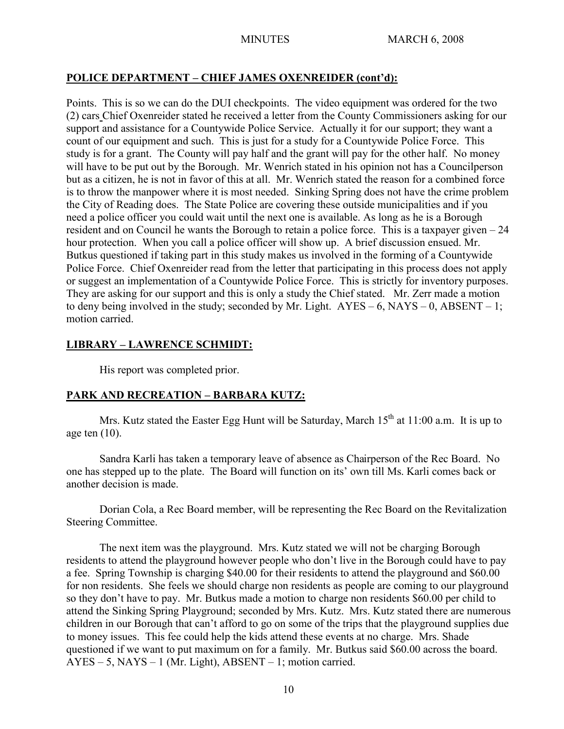## POLICE DEPARTMENT – CHIEF JAMES OXENREIDER (cont'd):

Points. This is so we can do the DUI checkpoints. The video equipment was ordered for the two (2) cars Chief Oxenreider stated he received a letter from the County Commissioners asking for our support and assistance for a Countywide Police Service. Actually it for our support; they want a count of our equipment and such. This is just for a study for a Countywide Police Force. This study is for a grant. The County will pay half and the grant will pay for the other half. No money will have to be put out by the Borough. Mr. Wenrich stated in his opinion not has a Councilperson but as a citizen, he is not in favor of this at all. Mr. Wenrich stated the reason for a combined force is to throw the manpower where it is most needed. Sinking Spring does not have the crime problem the City of Reading does. The State Police are covering these outside municipalities and if you need a police officer you could wait until the next one is available. As long as he is a Borough resident and on Council he wants the Borough to retain a police force. This is a taxpayer given – 24 hour protection. When you call a police officer will show up. A brief discussion ensued. Mr. Butkus questioned if taking part in this study makes us involved in the forming of a Countywide Police Force. Chief Oxenreider read from the letter that participating in this process does not apply or suggest an implementation of a Countywide Police Force. This is strictly for inventory purposes. They are asking for our support and this is only a study the Chief stated. Mr. Zerr made a motion to deny being involved in the study; seconded by Mr. Light. AYES – 6, NAYS – 0, ABSENT – 1; motion carried.

## LIBRARY – LAWRENCE SCHMIDT:

His report was completed prior.

## PARK AND RECREATION – BARBARA KUTZ:

Mrs. Kutz stated the Easter Egg Hunt will be Saturday, March 15th at 11:00 a.m. It is up to age ten (10).

Sandra Karli has taken a temporary leave of absence as Chairperson of the Rec Board. No one has stepped up to the plate. The Board will function on its' own till Ms. Karli comes back or another decision is made.

Dorian Cola, a Rec Board member, will be representing the Rec Board on the Revitalization Steering Committee.

The next item was the playground. Mrs. Kutz stated we will not be charging Borough residents to attend the playground however people who don't live in the Borough could have to pay a fee. Spring Township is charging $40.00 for their residents to attend the playground and $60.00 for non residents. She feels we should charge non residents as people are coming to our playground so they don't have to pay. Mr. Butkus made a motion to charge non residents $60.00 per child to attend the Sinking Spring Playground; seconded by Mrs. Kutz. Mrs. Kutz stated there are numerous children in our Borough that can't afford to go on some of the trips that the playground supplies due to money issues. This fee could help the kids attend these events at no charge. Mrs. Shade questioned if we want to put maximum on for a family. Mr. Butkus said $60.00 across the board. AYES – 5, NAYS – 1 (Mr. Light), ABSENT – 1; motion carried.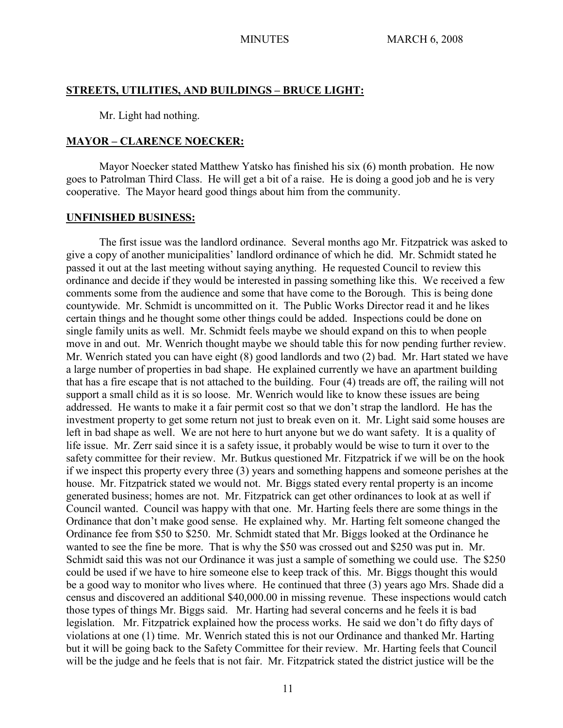## STREETS, UTILITIES, AND BUILDINGS – BRUCE LIGHT:

Mr. Light had nothing.

## MAYOR – CLARENCE NOECKER:

Mayor Noecker stated Matthew Yatsko has finished his six (6) month probation. He now goes to Patrolman Third Class. He will get a bit of a raise. He is doing a good job and he is very cooperative. The Mayor heard good things about him from the community.

## UNFINISHED BUSINESS:

The first issue was the landlord ordinance. Several months ago Mr. Fitzpatrick was asked to give a copy of another municipalities' landlord ordinance of which he did. Mr. Schmidt stated he passed it out at the last meeting without saying anything. He requested Council to review this ordinance and decide if they would be interested in passing something like this. We received a few comments some from the audience and some that have come to the Borough. This is being done countywide. Mr. Schmidt is uncommitted on it. The Public Works Director read it and he likes certain things and he thought some other things could be added. Inspections could be done on single family units as well. Mr. Schmidt feels maybe we should expand on this to when people move in and out. Mr. Wenrich thought maybe we should table this for now pending further review. Mr. Wenrich stated you can have eight (8) good landlords and two (2) bad. Mr. Hart stated we have a large number of properties in bad shape. He explained currently we have an apartment building that has a fire escape that is not attached to the building. Four (4) treads are off, the railing will not support a small child as it is so loose. Mr. Wenrich would like to know these issues are being addressed. He wants to make it a fair permit cost so that we don't strap the landlord. He has the investment property to get some return not just to break even on it. Mr. Light said some houses are left in bad shape as well. We are not here to hurt anyone but we do want safety. It is a quality of life issue. Mr. Zerr said since it is a safety issue, it probably would be wise to turn it over to the safety committee for their review. Mr. Butkus questioned Mr. Fitzpatrick if we will be on the hook if we inspect this property every three (3) years and something happens and someone perishes at the house. Mr. Fitzpatrick stated we would not. Mr. Biggs stated every rental property is an income generated business; homes are not. Mr. Fitzpatrick can get other ordinances to look at as well if Council wanted. Council was happy with that one. Mr. Harting feels there are some things in the Ordinance that don't make good sense. He explained why. Mr. Harting felt someone changed the Ordinance fee from $50 to $250. Mr. Schmidt stated that Mr. Biggs looked at the Ordinance he wanted to see the fine be more. That is why the $50 was crossed out and $250 was put in. Mr. Schmidt said this was not our Ordinance it was just a sample of something we could use. The $250 could be used if we have to hire someone else to keep track of this. Mr. Biggs thought this would be a good way to monitor who lives where. He continued that three (3) years ago Mrs. Shade did a census and discovered an additional $40,000.00 in missing revenue. These inspections would catch those types of things Mr. Biggs said. Mr. Harting had several concerns and he feels it is bad legislation. Mr. Fitzpatrick explained how the process works. He said we don't do fifty days of violations at one (1) time. Mr. Wenrich stated this is not our Ordinance and thanked Mr. Harting but it will be going back to the Safety Committee for their review. Mr. Harting feels that Council will be the judge and he feels that is not fair. Mr. Fitzpatrick stated the district justice will be the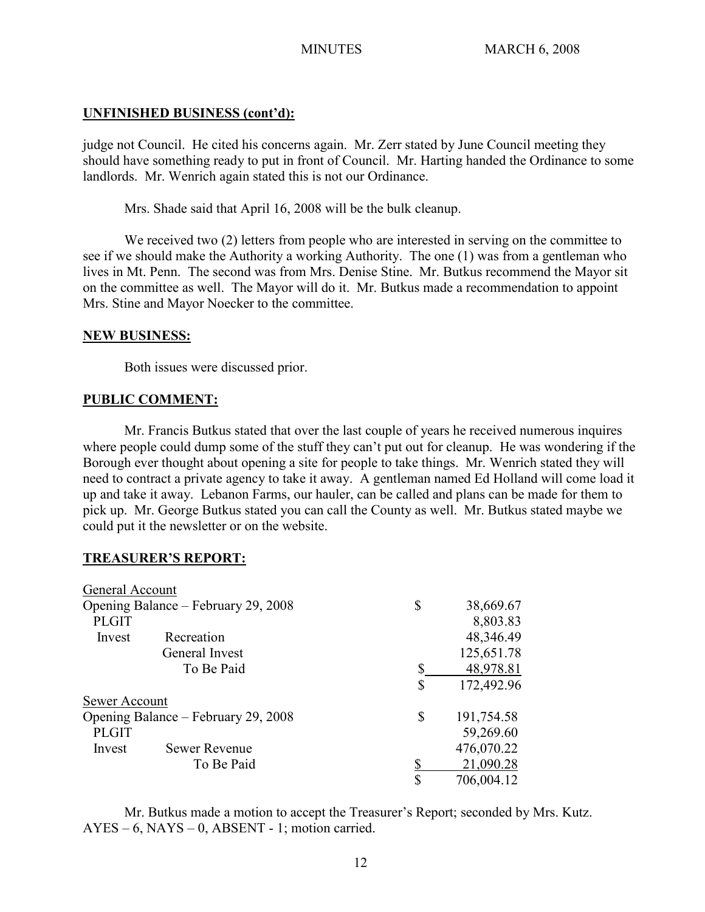## UNFINISHED BUSINESS (cont'd):

judge not Council. He cited his concerns again. Mr. Zerr stated by June Council meeting they should have something ready to put in front of Council. Mr. Harting handed the Ordinance to some landlords. Mr. Wenrich again stated this is not our Ordinance.

Mrs. Shade said that April 16, 2008 will be the bulk cleanup.

We received two (2) letters from people who are interested in serving on the committee to see if we should make the Authority a working Authority. The one (1) was from a gentleman who lives in Mt. Penn. The second was from Mrs. Denise Stine. Mr. Butkus recommend the Mayor sit on the committee as well. The Mayor will do it. Mr. Butkus made a recommendation to appoint Mrs. Stine and Mayor Noecker to the committee.

## NEW BUSINESS:

Both issues were discussed prior.

## PUBLIC COMMENT:

Mr. Francis Butkus stated that over the last couple of years he received numerous inquires where people could dump some of the stuff they can't put out for cleanup. He was wondering if the Borough ever thought about opening a site for people to take things. Mr. Wenrich stated they will need to contract a private agency to take it away. A gentleman named Ed Holland will come load it up and take it away. Lebanon Farms, our hauler, can be called and plans can be made for them to pick up. Mr. George Butkus stated you can call the County as well. Mr. Butkus stated maybe we could put it the newsletter or on the website.

## TREASURER'S REPORT:

| General Account | | | |
|---|---|---|---|
| Opening Balance – February 29, 2008 | | $ | 38,669.67 |
| PLGIT | | | 8,803.83 |
| Invest | Recreation | | 48,346.49 |
| | General Invest | | 125,651.78 |
| | To Be Paid | $ | 48,978.81 |
| | | $ | 172,492.96 |
| **Sewer Account** | | | |
| Opening Balance – February 29, 2008 | | $ | 191,754.58 |
| PLGIT | | | 59,269.60 |
| Invest | Sewer Revenue | | 476,070.22 |
| | To Be Paid | $ | 21,090.28 |
| | | $ | 706,004.12 |

Mr. Butkus made a motion to accept the Treasurer's Report; seconded by Mrs. Kutz. AYES – 6, NAYS – 0, ABSENT - 1; motion carried.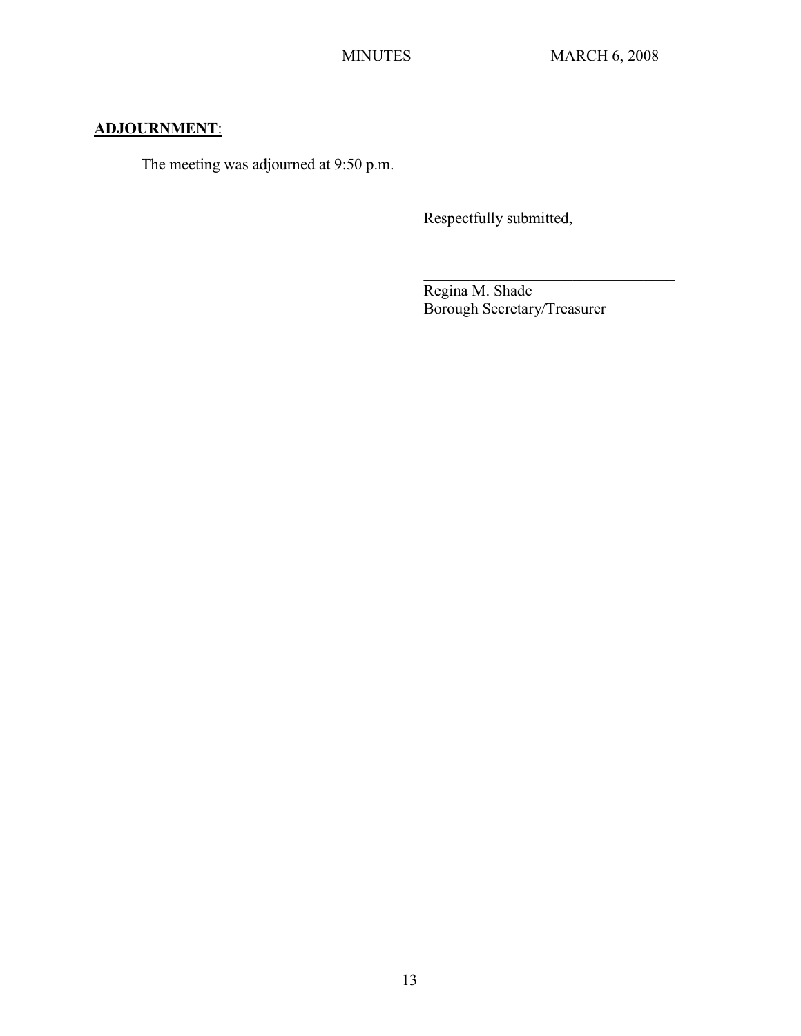**ADJOURNMENT**:

The meeting was adjourned at 9:50 p.m.

Respectfully submitted,

\_\_\_\_\_\_\_\_\_\_\_\_\_\_\_\_\_\_\_\_\_\_\_\_\_\_\_\_\_\_\_\_\_

Regina M. Shade
Borough Secretary/Treasurer